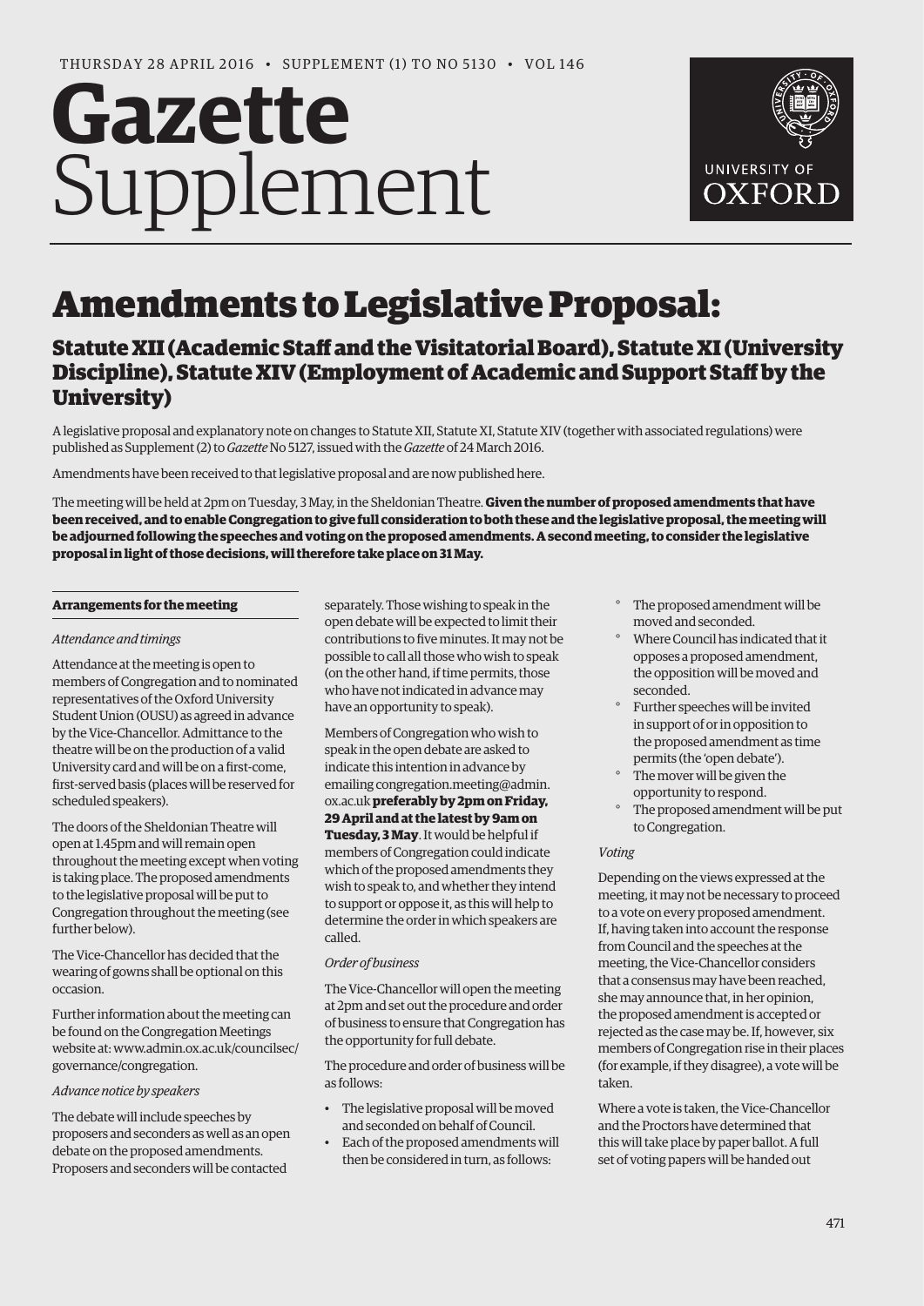# Gazette Supplement

THURSDAY 28 APRIL 2016 • SUPPLEMENT (1) TO NO 5130 • VOL 146

# Amendments to Legislative Proposal:

## Statute XII (Academic Staff and the Visitatorial Board), Statute XI (University Discipline), Statute XIV (Employment of Academic and Support Staff by the University)

A legislative proposal and explanatory note on changes to Statute XII, Statute XI, Statute XIV (together with associated regulations) were published as Supplement (2) to *Gazette* No 5127, issued with the *Gazette* of 24 March 2016.

Amendments have been received to that legislative proposal and are now published here.

The meeting will be held at 2pm on Tuesday, 3 May, in the Sheldonian Theatre. **Given the number of proposed amendments that have been received, and to enable Congregation to give full consideration to both these and the legislative proposal, the meeting will be adjourned following the speeches and voting on the proposed amendments. A second meeting, to consider the legislative proposal in light of those decisions, will therefore take place on 31 May.**

### Arrangements for the meeting

*Attendance and timings*

Attendance at the meeting is open to members of Congregation and to nominated representatives of the Oxford University Student Union (OUSU) as agreed in advance by the Vice-Chancellor. Admittance to the theatre will be on the production of a valid University card and will be on a first-come, first-served basis (places will be reserved for scheduled speakers).

The doors of the Sheldonian Theatre will open at 1.45pm and will remain open throughout the meeting except when voting is taking place. The proposed amendments to the legislative proposal will be put to Congregation throughout the meeting (see further below).

The Vice-Chancellor has decided that the wearing of gowns shall be optional on this occasion.

Further information about the meeting can be found on the Congregation Meetings website at: www.admin.ox.ac.uk/councilsec/governance/congregation.

*Advance notice by speakers*

The debate will include speeches by proposers and seconders as well as an open debate on the proposed amendments. Proposers and seconders will be contacted separately. Those wishing to speak in the open debate will be expected to limit their contributions to five minutes. It may not be possible to call all those who wish to speak (on the other hand, if time permits, those who have not indicated in advance may have an opportunity to speak).

Members of Congregation who wish to speak in the open debate are asked to indicate this intention in advance by emailing congregation.meeting@admin.ox.ac.uk **preferably by 2pm on Friday, 29 April and at the latest by 9am on Tuesday, 3 May**. It would be helpful if members of Congregation could indicate which of the proposed amendments they wish to speak to, and whether they intend to support or oppose it, as this will help to determine the order in which speakers are called.

*Order of business*

The Vice-Chancellor will open the meeting at 2pm and set out the procedure and order of business to ensure that Congregation has the opportunity for full debate.

The procedure and order of business will be as follows:

- The legislative proposal will be moved and seconded on behalf of Council.
- Each of the proposed amendments will then be considered in turn, as follows:
  - The proposed amendment will be moved and seconded.
  - Where Council has indicated that it opposes a proposed amendment, the opposition will be moved and seconded.
  - Further speeches will be invited in support of or in opposition to the proposed amendment as time permits (the 'open debate').
  - The mover will be given the opportunity to respond.
  - The proposed amendment will be put to Congregation.

*Voting*

Depending on the views expressed at the meeting, it may not be necessary to proceed to a vote on every proposed amendment. If, having taken into account the response from Council and the speeches at the meeting, the Vice-Chancellor considers that a consensus may have been reached, she may announce that, in her opinion, the proposed amendment is accepted or rejected as the case may be. If, however, six members of Congregation rise in their places (for example, if they disagree), a vote will be taken.

Where a vote is taken, the Vice-Chancellor and the Proctors have determined that this will take place by paper ballot. A full set of voting papers will be handed out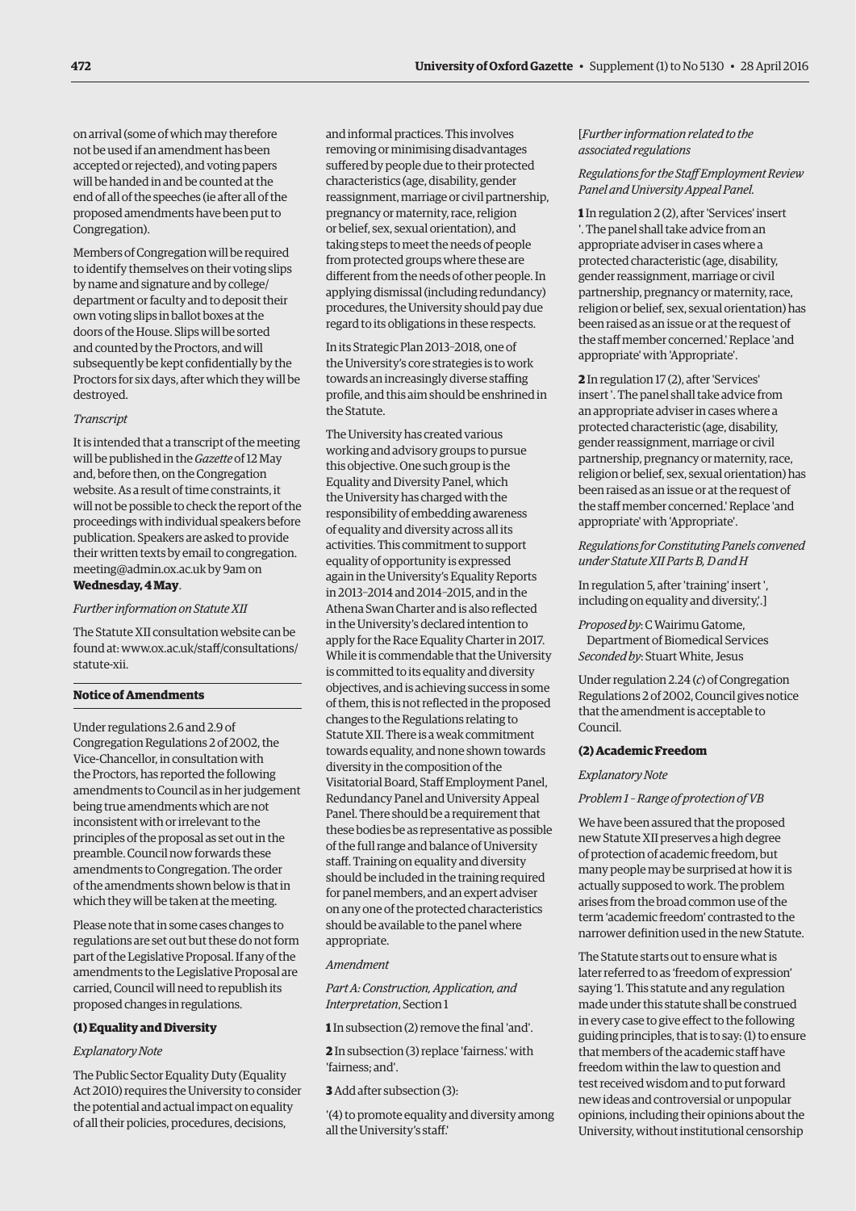on arrival (some of which may therefore not be used if an amendment has been accepted or rejected), and voting papers will be handed in and be counted at the end of all of the speeches (ie after all of the proposed amendments have been put to Congregation).

Members of Congregation will be required to identify themselves on their voting slips by name and signature and by college/department or faculty and to deposit their own voting slips in ballot boxes at the doors of the House. Slips will be sorted and counted by the Proctors, and will subsequently be kept confidentially by the Proctors for six days, after which they will be destroyed.

*Transcript*

It is intended that a transcript of the meeting will be published in the *Gazette* of 12 May and, before then, on the Congregation website. As a result of time constraints, it will not be possible to check the report of the proceedings with individual speakers before publication. Speakers are asked to provide their written texts by email to congregation.meeting@admin.ox.ac.uk by 9am on **Wednesday, 4 May**.

*Further information on Statute XII*

The Statute XII consultation website can be found at: www.ox.ac.uk/staff/consultations/statute-xii.

## Notice of Amendments

Under regulations 2.6 and 2.9 of Congregation Regulations 2 of 2002, the Vice-Chancellor, in consultation with the Proctors, has reported the following amendments to Council as in her judgement being true amendments which are not inconsistent with or irrelevant to the principles of the proposal as set out in the preamble. Council now forwards these amendments to Congregation. The order of the amendments shown below is that in which they will be taken at the meeting.

Please note that in some cases changes to regulations are set out but these do not form part of the Legislative Proposal. If any of the amendments to the Legislative Proposal are carried, Council will need to republish its proposed changes in regulations.

### (1) Equality and Diversity

*Explanatory Note*

The Public Sector Equality Duty (Equality Act 2010) requires the University to consider the potential and actual impact on equality of all their policies, procedures, decisions, and informal practices. This involves removing or minimising disadvantages suffered by people due to their protected characteristics (age, disability, gender reassignment, marriage or civil partnership, pregnancy or maternity, race, religion or belief, sex, sexual orientation), and taking steps to meet the needs of people from protected groups where these are different from the needs of other people. In applying dismissal (including redundancy) procedures, the University should pay due regard to its obligations in these respects.

In its Strategic Plan 2013–2018, one of the University's core strategies is to work towards an increasingly diverse staffing profile, and this aim should be enshrined in the Statute.

The University has created various working and advisory groups to pursue this objective. One such group is the Equality and Diversity Panel, which the University has charged with the responsibility of embedding awareness of equality and diversity across all its activities. This commitment to support equality of opportunity is expressed again in the University's Equality Reports in 2013–2014 and 2014–2015, and in the Athena Swan Charter and is also reflected in the University's declared intention to apply for the Race Equality Charter in 2017. While it is commendable that the University is committed to its equality and diversity objectives, and is achieving success in some of them, this is not reflected in the proposed changes to the Regulations relating to Statute XII. There is a weak commitment towards equality, and none shown towards diversity in the composition of the Visitatorial Board, Staff Employment Panel, Redundancy Panel and University Appeal Panel. There should be a requirement that these bodies be as representative as possible of the full range and balance of University staff. Training on equality and diversity should be included in the training required for panel members, and an expert adviser on any one of the protected characteristics should be available to the panel where appropriate.

*Amendment*

*Part A: Construction, Application, and Interpretation*, Section 1

**1** In subsection (2) remove the final 'and'.

**2** In subsection (3) replace 'fairness.' with 'fairness; and'.

**3** Add after subsection (3):

'(4) to promote equality and diversity among all the University's staff.'

[*Further information related to the associated regulations*

*Regulations for the Staff Employment Review Panel and University Appeal Panel.*

**1** In regulation 2 (2), after 'Services' insert '. The panel shall take advice from an appropriate adviser in cases where a protected characteristic (age, disability, gender reassignment, marriage or civil partnership, pregnancy or maternity, race, religion or belief, sex, sexual orientation) has been raised as an issue or at the request of the staff member concerned.' Replace 'and appropriate' with 'Appropriate'.

**2** In regulation 17 (2), after 'Services' insert '. The panel shall take advice from an appropriate adviser in cases where a protected characteristic (age, disability, gender reassignment, marriage or civil partnership, pregnancy or maternity, race, religion or belief, sex, sexual orientation) has been raised as an issue or at the request of the staff member concerned.' Replace 'and appropriate' with 'Appropriate'.

*Regulations for Constituting Panels convened under Statute XII Parts B, D and H*

In regulation 5, after 'training' insert ', including on equality and diversity,'.]

*Proposed by*: C Wairimu Gatome, Department of Biomedical Services
*Seconded by*: Stuart White, Jesus

Under regulation 2.24 (*c*) of Congregation Regulations 2 of 2002, Council gives notice that the amendment is acceptable to Council.

### (2) Academic Freedom

*Explanatory Note*

*Problem 1 – Range of protection of VB*

We have been assured that the proposed new Statute XII preserves a high degree of protection of academic freedom, but many people may be surprised at how it is actually supposed to work. The problem arises from the broad common use of the term 'academic freedom' contrasted to the narrower definition used in the new Statute.

The Statute starts out to ensure what is later referred to as 'freedom of expression' saying '1. This statute and any regulation made under this statute shall be construed in every case to give effect to the following guiding principles, that is to say: (1) to ensure that members of the academic staff have freedom within the law to question and test received wisdom and to put forward new ideas and controversial or unpopular opinions, including their opinions about the University, without institutional censorship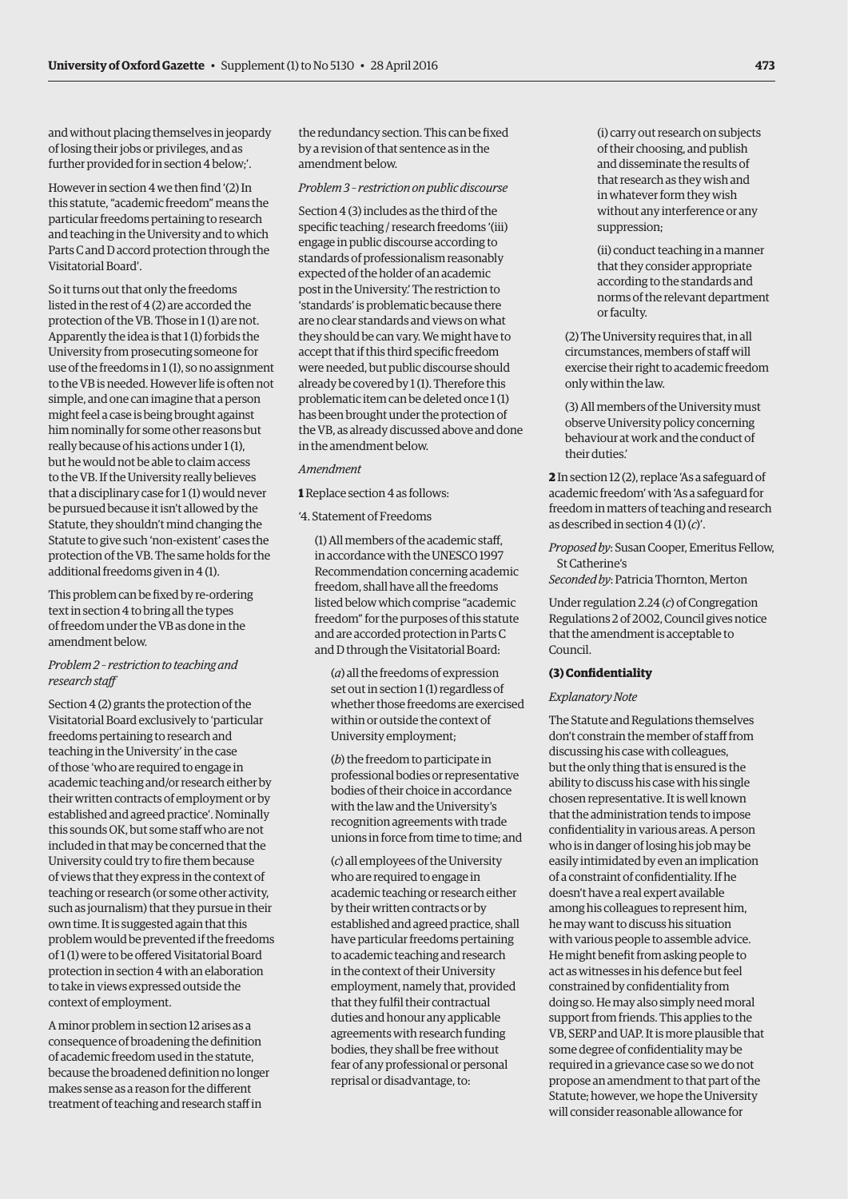and without placing themselves in jeopardy of losing their jobs or privileges, and as further provided for in section 4 below;'.

However in section 4 we then find '(2) In this statute, "academic freedom" means the particular freedoms pertaining to research and teaching in the University and to which Parts C and D accord protection through the Visitatorial Board'.

So it turns out that only the freedoms listed in the rest of 4 (2) are accorded the protection of the VB. Those in 1 (1) are not. Apparently the idea is that 1 (1) forbids the University from prosecuting someone for use of the freedoms in 1 (1), so no assignment to the VB is needed. However life is often not simple, and one can imagine that a person might feel a case is being brought against him nominally for some other reasons but really because of his actions under 1 (1), but he would not be able to claim access to the VB. If the University really believes that a disciplinary case for 1 (1) would never be pursued because it isn't allowed by the Statute, they shouldn't mind changing the Statute to give such 'non-existent' cases the protection of the VB. The same holds for the additional freedoms given in 4 (1).

This problem can be fixed by re-ordering text in section 4 to bring all the types of freedom under the VB as done in the amendment below.

*Problem 2 – restriction to teaching and research staff*

Section 4 (2) grants the protection of the Visitatorial Board exclusively to 'particular freedoms pertaining to research and teaching in the University' in the case of those 'who are required to engage in academic teaching and/or research either by their written contracts of employment or by established and agreed practice'. Nominally this sounds OK, but some staff who are not included in that may be concerned that the University could try to fire them because of views that they express in the context of teaching or research (or some other activity, such as journalism) that they pursue in their own time. It is suggested again that this problem would be prevented if the freedoms of 1 (1) were to be offered Visitatorial Board protection in section 4 with an elaboration to take in views expressed outside the context of employment.

A minor problem in section 12 arises as a consequence of broadening the definition of academic freedom used in the statute, because the broadened definition no longer makes sense as a reason for the different treatment of teaching and research staff in the redundancy section. This can be fixed by a revision of that sentence as in the amendment below.

*Problem 3 – restriction on public discourse*

Section 4 (3) includes as the third of the specific teaching / research freedoms '(iii) engage in public discourse according to standards of professionalism reasonably expected of the holder of an academic post in the University.' The restriction to 'standards' is problematic because there are no clear standards and views on what they should be can vary. We might have to accept that if this third specific freedom were needed, but public discourse should already be covered by 1 (1). Therefore this problematic item can be deleted once 1 (1) has been brought under the protection of the VB, as already discussed above and done in the amendment below.

*Amendment*

**1** Replace section 4 as follows:

'4. Statement of Freedoms

(1) All members of the academic staff, in accordance with the UNESCO 1997 Recommendation concerning academic freedom, shall have all the freedoms listed below which comprise "academic freedom" for the purposes of this statute and are accorded protection in Parts C and D through the Visitatorial Board:

(*a*) all the freedoms of expression set out in section 1 (1) regardless of whether those freedoms are exercised within or outside the context of University employment;

(*b*) the freedom to participate in professional bodies or representative bodies of their choice in accordance with the law and the University's recognition agreements with trade unions in force from time to time; and

(*c*) all employees of the University who are required to engage in academic teaching or research either by their written contracts or by established and agreed practice, shall have particular freedoms pertaining to academic teaching and research in the context of their University employment, namely that, provided that they fulfil their contractual duties and honour any applicable agreements with research funding bodies, they shall be free without fear of any professional or personal reprisal or disadvantage, to:

(i) carry out research on subjects of their choosing, and publish and disseminate the results of that research as they wish and in whatever form they wish without any interference or any suppression;

(ii) conduct teaching in a manner that they consider appropriate according to the standards and norms of the relevant department or faculty.

(2) The University requires that, in all circumstances, members of staff will exercise their right to academic freedom only within the law.

(3) All members of the University must observe University policy concerning behaviour at work and the conduct of their duties.'

**2** In section 12 (2), replace 'As a safeguard of academic freedom' with 'As a safeguard for freedom in matters of teaching and research as described in section 4 (1) (*c*)'.

*Proposed by*: Susan Cooper, Emeritus Fellow, St Catherine's
*Seconded by*: Patricia Thornton, Merton

Under regulation 2.24 (*c*) of Congregation Regulations 2 of 2002, Council gives notice that the amendment is acceptable to Council.

**(3) Confidentiality**

*Explanatory Note*

The Statute and Regulations themselves don't constrain the member of staff from discussing his case with colleagues, but the only thing that is ensured is the ability to discuss his case with his single chosen representative. It is well known that the administration tends to impose confidentiality in various areas. A person who is in danger of losing his job may be easily intimidated by even an implication of a constraint of confidentiality. If he doesn't have a real expert available among his colleagues to represent him, he may want to discuss his situation with various people to assemble advice. He might benefit from asking people to act as witnesses in his defence but feel constrained by confidentiality from doing so. He may also simply need moral support from friends. This applies to the VB, SERP and UAP. It is more plausible that some degree of confidentiality may be required in a grievance case so we do not propose an amendment to that part of the Statute; however, we hope the University will consider reasonable allowance for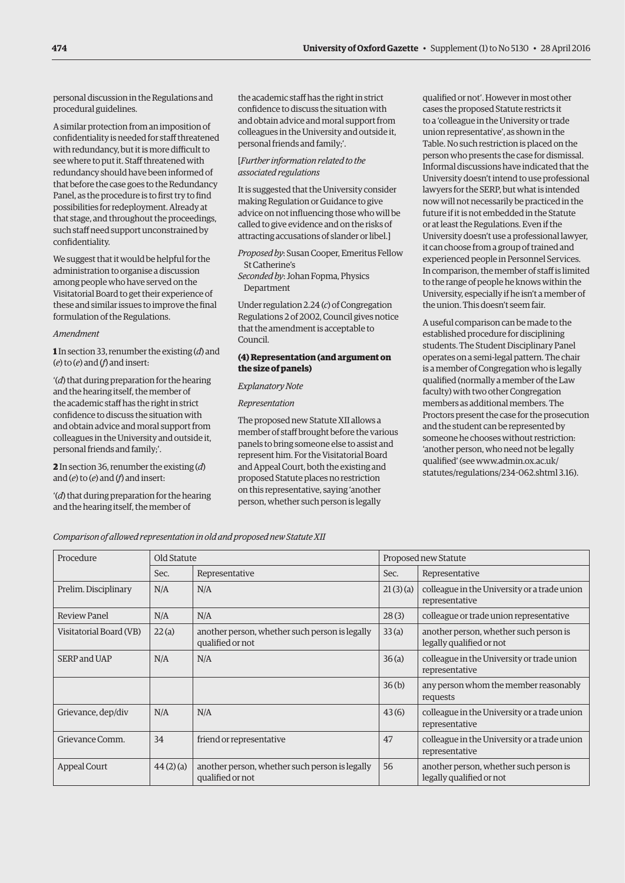personal discussion in the Regulations and procedural guidelines.

A similar protection from an imposition of confidentiality is needed for staff threatened with redundancy, but it is more difficult to see where to put it. Staff threatened with redundancy should have been informed of that before the case goes to the Redundancy Panel, as the procedure is to first try to find possibilities for redeployment. Already at that stage, and throughout the proceedings, such staff need support unconstrained by confidentiality.

We suggest that it would be helpful for the administration to organise a discussion among people who have served on the Visitatorial Board to get their experience of these and similar issues to improve the final formulation of the Regulations.

*Amendment*

**1** In section 33, renumber the existing (*d*) and (*e*) to (*e*) and (*f*) and insert:

'(*d*) that during preparation for the hearing and the hearing itself, the member of the academic staff has the right in strict confidence to discuss the situation with and obtain advice and moral support from colleagues in the University and outside it, personal friends and family;'.

**2** In section 36, renumber the existing (*d*) and (*e*) to (*e*) and (*f*) and insert:

'(*d*) that during preparation for the hearing and the hearing itself, the member of the academic staff has the right in strict confidence to discuss the situation with and obtain advice and moral support from colleagues in the University and outside it, personal friends and family;'.

[*Further information related to the associated regulations*

It is suggested that the University consider making Regulation or Guidance to give advice on not influencing those who will be called to give evidence and on the risks of attracting accusations of slander or libel.]

*Proposed by*: Susan Cooper, Emeritus Fellow St Catherine's
*Seconded by*: Johan Fopma, Physics Department

Under regulation 2.24 (*c*) of Congregation Regulations 2 of 2002, Council gives notice that the amendment is acceptable to Council.

### (4) Representation (and argument on the size of panels)

*Explanatory Note*

*Representation*

The proposed new Statute XII allows a member of staff brought before the various panels to bring someone else to assist and represent him. For the Visitatorial Board and Appeal Court, both the existing and proposed Statute places no restriction on this representative, saying 'another person, whether such person is legally qualified or not'. However in most other cases the proposed Statute restricts it to a 'colleague in the University or trade union representative', as shown in the Table. No such restriction is placed on the person who presents the case for dismissal. Informal discussions have indicated that the University doesn't intend to use professional lawyers for the SERP, but what is intended now will not necessarily be practiced in the future if it is not embedded in the Statute or at least the Regulations. Even if the University doesn't use a professional lawyer, it can choose from a group of trained and experienced people in Personnel Services. In comparison, the member of staff is limited to the range of people he knows within the University, especially if he isn't a member of the union. This doesn't seem fair.

A useful comparison can be made to the established procedure for disciplining students. The Student Disciplinary Panel operates on a semi-legal pattern. The chair is a member of Congregation who is legally qualified (normally a member of the Law faculty) with two other Congregation members as additional members. The Proctors present the case for the prosecution and the student can be represented by someone he chooses without restriction: 'another person, who need not be legally qualified' (see www.admin.ox.ac.uk/statutes/regulations/234-062.shtml 3.16).

*Comparison of allowed representation in old and proposed new Statute XII*

| Procedure | Old Statute | | Proposed new Statute | |
|---|---|---|---|---|
| | Sec. | Representative | Sec. | Representative |
| Prelim. Disciplinary | N/A | N/A | 21 (3) (a) | colleague in the University or a trade union representative |
| Review Panel | N/A | N/A | 28 (3) | colleague or trade union representative |
| Visitatorial Board (VB) | 22 (a) | another person, whether such person is legally qualified or not | 33 (a) | another person, whether such person is legally qualified or not |
| SERP and UAP | N/A | N/A | 36 (a) | colleague in the University or trade union representative |
| | | | 36 (b) | any person whom the member reasonably requests |
| Grievance, dep/div | N/A | N/A | 43 (6) | colleague in the University or a trade union representative |
| Grievance Comm. | 34 | friend or representative | 47 | colleague in the University or a trade union representative |
| Appeal Court | 44 (2) (a) | another person, whether such person is legally qualified or not | 56 | another person, whether such person is legally qualified or not |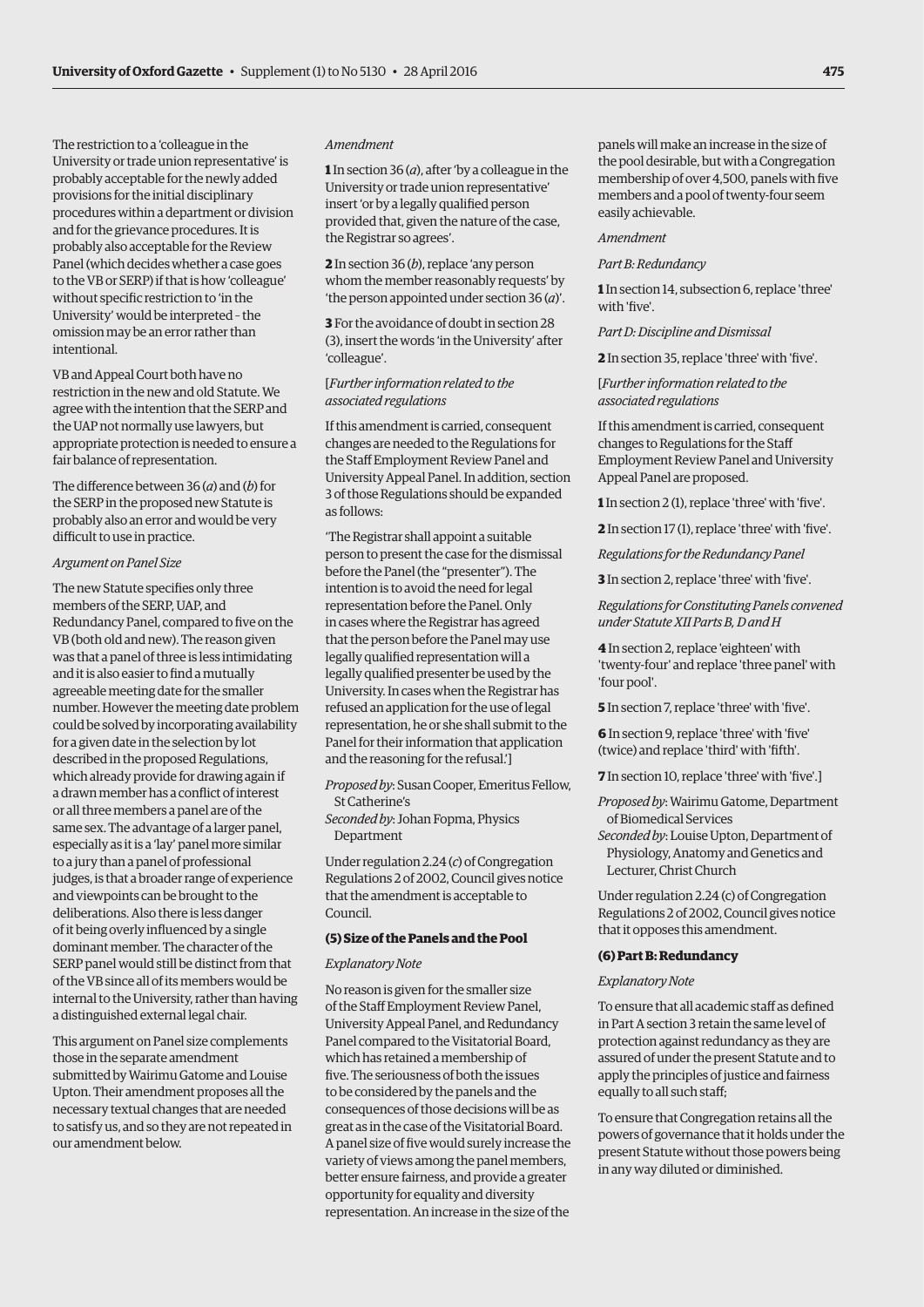The restriction to a 'colleague in the University or trade union representative' is probably acceptable for the newly added provisions for the initial disciplinary procedures within a department or division and for the grievance procedures. It is probably also acceptable for the Review Panel (which decides whether a case goes to the VB or SERP) if that is how 'colleague' without specific restriction to 'in the University' would be interpreted – the omission may be an error rather than intentional.

VB and Appeal Court both have no restriction in the new and old Statute. We agree with the intention that the SERP and the UAP not normally use lawyers, but appropriate protection is needed to ensure a fair balance of representation.

The difference between 36 (*a*) and (*b*) for the SERP in the proposed new Statute is probably also an error and would be very difficult to use in practice.

*Argument on Panel Size*

The new Statute specifies only three members of the SERP, UAP, and Redundancy Panel, compared to five on the VB (both old and new). The reason given was that a panel of three is less intimidating and it is also easier to find a mutually agreeable meeting date for the smaller number. However the meeting date problem could be solved by incorporating availability for a given date in the selection by lot described in the proposed Regulations, which already provide for drawing again if a drawn member has a conflict of interest or all three members a panel are of the same sex. The advantage of a larger panel, especially as it is a 'lay' panel more similar to a jury than a panel of professional judges, is that a broader range of experience and viewpoints can be brought to the deliberations. Also there is less danger of it being overly influenced by a single dominant member. The character of the SERP panel would still be distinct from that of the VB since all of its members would be internal to the University, rather than having a distinguished external legal chair.

This argument on Panel size complements those in the separate amendment submitted by Wairimu Gatome and Louise Upton. Their amendment proposes all the necessary textual changes that are needed to satisfy us, and so they are not repeated in our amendment below.

*Amendment*

**1** In section 36 (*a*), after 'by a colleague in the University or trade union representative' insert 'or by a legally qualified person provided that, given the nature of the case, the Registrar so agrees'.

**2** In section 36 (*b*), replace 'any person whom the member reasonably requests' by 'the person appointed under section 36 (*a*)'.

**3** For the avoidance of doubt in section 28 (3), insert the words 'in the University' after 'colleague'.

[*Further information related to the associated regulations*

If this amendment is carried, consequent changes are needed to the Regulations for the Staff Employment Review Panel and University Appeal Panel. In addition, section 3 of those Regulations should be expanded as follows:

'The Registrar shall appoint a suitable person to present the case for the dismissal before the Panel (the "presenter"). The intention is to avoid the need for legal representation before the Panel. Only in cases where the Registrar has agreed that the person before the Panel may use legally qualified representation will a legally qualified presenter be used by the University. In cases when the Registrar has refused an application for the use of legal representation, he or she shall submit to the Panel for their information that application and the reasoning for the refusal.']

*Proposed by*: Susan Cooper, Emeritus Fellow, St Catherine's
*Seconded by*: Johan Fopma, Physics Department

Under regulation 2.24 (*c*) of Congregation Regulations 2 of 2002, Council gives notice that the amendment is acceptable to Council.

### (5) Size of the Panels and the Pool

*Explanatory Note*

No reason is given for the smaller size of the Staff Employment Review Panel, University Appeal Panel, and Redundancy Panel compared to the Visitatorial Board, which has retained a membership of five. The seriousness of both the issues to be considered by the panels and the consequences of those decisions will be as great as in the case of the Visitatorial Board. A panel size of five would surely increase the variety of views among the panel members, better ensure fairness, and provide a greater opportunity for equality and diversity representation. An increase in the size of the panels will make an increase in the size of the pool desirable, but with a Congregation membership of over 4,500, panels with five members and a pool of twenty-four seem easily achievable.

*Amendment*

*Part B: Redundancy*

**1** In section 14, subsection 6, replace 'three' with 'five'.

*Part D: Discipline and Dismissal*

**2** In section 35, replace 'three' with 'five'.

[*Further information related to the associated regulations*

If this amendment is carried, consequent changes to Regulations for the Staff Employment Review Panel and University Appeal Panel are proposed.

**1** In section 2 (1), replace 'three' with 'five'.

**2** In section 17 (1), replace 'three' with 'five'.

*Regulations for the Redundancy Panel*

**3** In section 2, replace 'three' with 'five'.

*Regulations for Constituting Panels convened under Statute XII Parts B, D and H*

**4** In section 2, replace 'eighteen' with 'twenty-four' and replace 'three panel' with 'four pool'.

**5** In section 7, replace 'three' with 'five'.

**6** In section 9, replace 'three' with 'five' (twice) and replace 'third' with 'fifth'.

**7** In section 10, replace 'three' with 'five'.]

*Proposed by*: Wairimu Gatome, Department of Biomedical Services
*Seconded by*: Louise Upton, Department of Physiology, Anatomy and Genetics and Lecturer, Christ Church

Under regulation 2.24 (c) of Congregation Regulations 2 of 2002, Council gives notice that it opposes this amendment.

### (6) Part B: Redundancy

*Explanatory Note*

To ensure that all academic staff as defined in Part A section 3 retain the same level of protection against redundancy as they are assured of under the present Statute and to apply the principles of justice and fairness equally to all such staff;

To ensure that Congregation retains all the powers of governance that it holds under the present Statute without those powers being in any way diluted or diminished.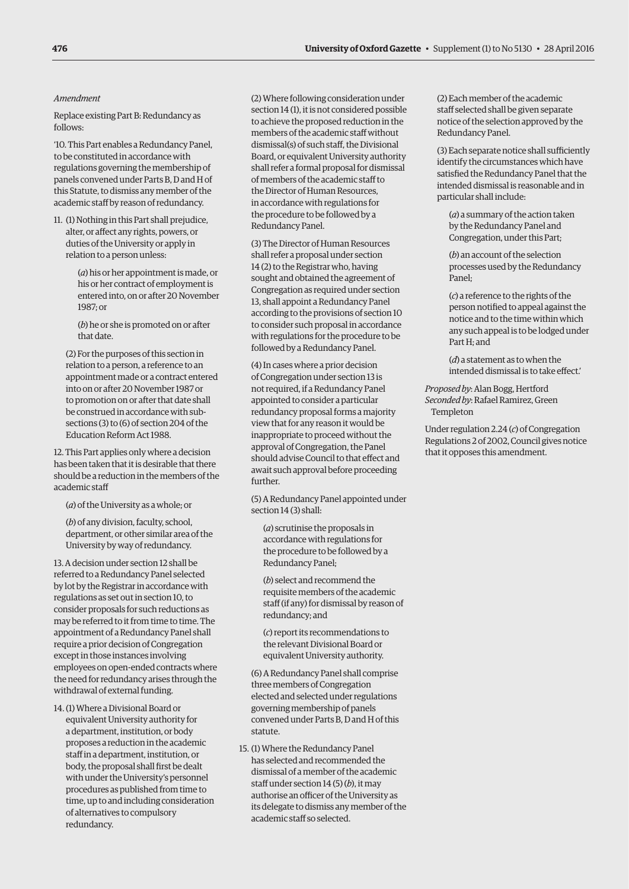*Amendment*

Replace existing Part B: Redundancy as follows:

'10. This Part enables a Redundancy Panel, to be constituted in accordance with regulations governing the membership of panels convened under Parts B, D and H of this Statute, to dismiss any member of the academic staff by reason of redundancy.

11. (1) Nothing in this Part shall prejudice, alter, or affect any rights, powers, or duties of the University or apply in relation to a person unless:

    (*a*) his or her appointment is made, or his or her contract of employment is entered into, on or after 20 November 1987; or

    (*b*) he or she is promoted on or after that date.

    (2) For the purposes of this section in relation to a person, a reference to an appointment made or a contract entered into on or after 20 November 1987 or to promotion on or after that date shall be construed in accordance with sub-sections (3) to (6) of section 204 of the Education Reform Act 1988.

12. This Part applies only where a decision has been taken that it is desirable that there should be a reduction in the members of the academic staff

    (*a*) of the University as a whole; or

    (*b*) of any division, faculty, school, department, or other similar area of the University by way of redundancy.

13. A decision under section 12 shall be referred to a Redundancy Panel selected by lot by the Registrar in accordance with regulations as set out in section 10, to consider proposals for such reductions as may be referred to it from time to time. The appointment of a Redundancy Panel shall require a prior decision of Congregation except in those instances involving employees on open-ended contracts where the need for redundancy arises through the withdrawal of external funding.

14. (1) Where a Divisional Board or equivalent University authority for a department, institution, or body proposes a reduction in the academic staff in a department, institution, or body, the proposal shall first be dealt with under the University's personnel procedures as published from time to time, up to and including consideration of alternatives to compulsory redundancy.

    (2) Where following consideration under section 14 (1), it is not considered possible to achieve the proposed reduction in the members of the academic staff without dismissal(s) of such staff, the Divisional Board, or equivalent University authority shall refer a formal proposal for dismissal of members of the academic staff to the Director of Human Resources, in accordance with regulations for the procedure to be followed by a Redundancy Panel.

    (3) The Director of Human Resources shall refer a proposal under section 14 (2) to the Registrar who, having sought and obtained the agreement of Congregation as required under section 13, shall appoint a Redundancy Panel according to the provisions of section 10 to consider such proposal in accordance with regulations for the procedure to be followed by a Redundancy Panel.

    (4) In cases where a prior decision of Congregation under section 13 is not required, if a Redundancy Panel appointed to consider a particular redundancy proposal forms a majority view that for any reason it would be inappropriate to proceed without the approval of Congregation, the Panel should advise Council to that effect and await such approval before proceeding further.

    (5) A Redundancy Panel appointed under section 14 (3) shall:

    (*a*) scrutinise the proposals in accordance with regulations for the procedure to be followed by a Redundancy Panel;

    (*b*) select and recommend the requisite members of the academic staff (if any) for dismissal by reason of redundancy; and

    (*c*) report its recommendations to the relevant Divisional Board or equivalent University authority.

    (6) A Redundancy Panel shall comprise three members of Congregation elected and selected under regulations governing membership of panels convened under Parts B, D and H of this statute.

15. (1) Where the Redundancy Panel has selected and recommended the dismissal of a member of the academic staff under section 14 (5) (*b*), it may authorise an officer of the University as its delegate to dismiss any member of the academic staff so selected.

    (2) Each member of the academic staff selected shall be given separate notice of the selection approved by the Redundancy Panel.

    (3) Each separate notice shall sufficiently identify the circumstances which have satisfied the Redundancy Panel that the intended dismissal is reasonable and in particular shall include:

    (*a*) a summary of the action taken by the Redundancy Panel and Congregation, under this Part;

    (*b*) an account of the selection processes used by the Redundancy Panel;

    (*c*) a reference to the rights of the person notified to appeal against the notice and to the time within which any such appeal is to be lodged under Part H; and

    (*d*) a statement as to when the intended dismissal is to take effect.'

*Proposed by*: Alan Bogg, Hertford
*Seconded by*: Rafael Ramirez, Green Templeton

Under regulation 2.24 (*c*) of Congregation Regulations 2 of 2002, Council gives notice that it opposes this amendment.